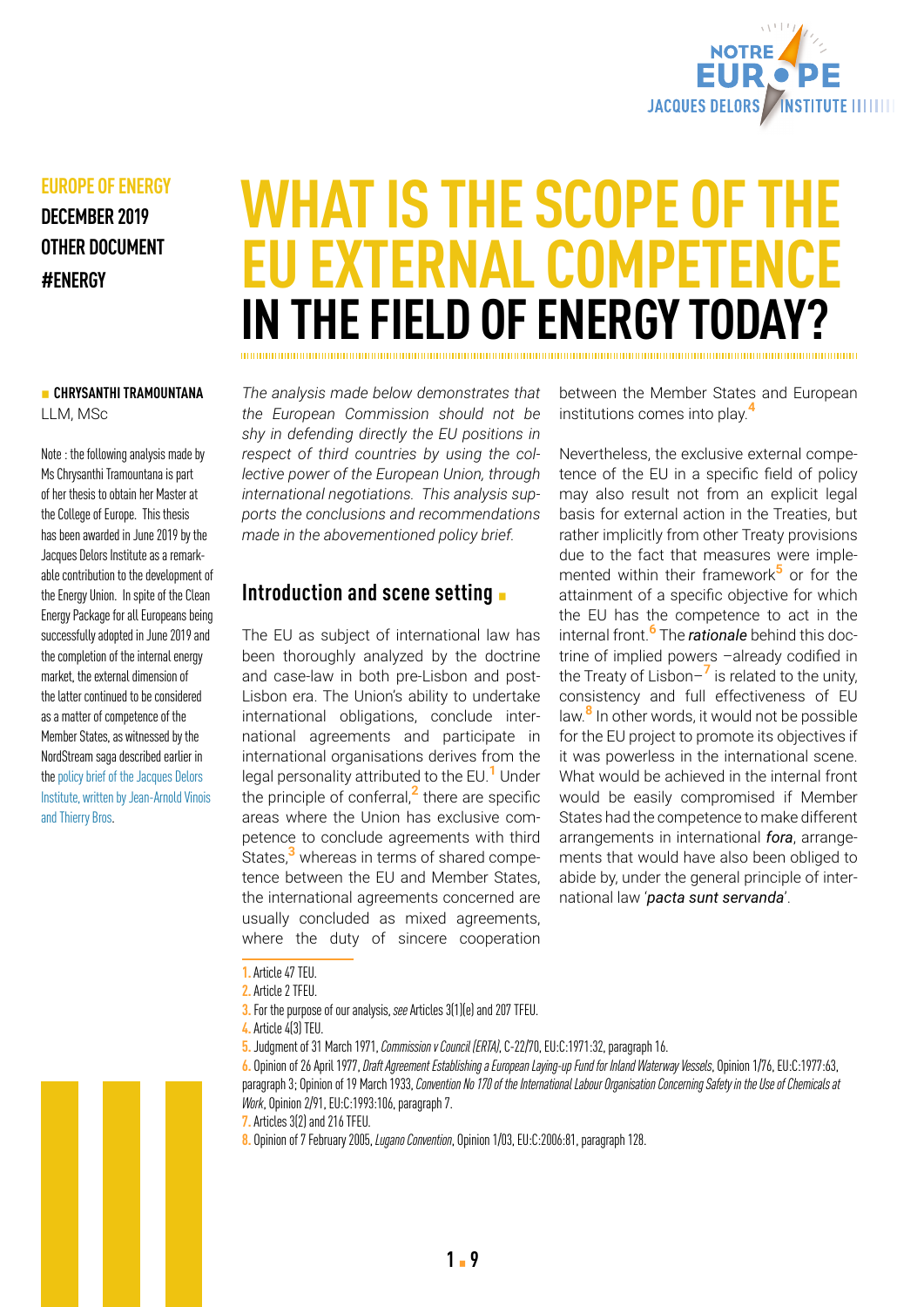EUROPE OF ENERGY

DECEMBER 2019

OTHER DOCUMENT

#ENERGY

# WHAT IS THE SCOPE OF THE EU EXTERNAL COMPETENCE IN THE FIELD OF ENERGY TODAY?

**CHRYSANTHI TRAMOUNTANA**
LLM, MSc

Note : the following analysis made by Ms Chrysanthi Tramountana is part of her thesis to obtain her Master at the College of Europe. This thesis has been awarded in June 2019 by the Jacques Delors Institute as a remarkable contribution to the development of the Energy Union. In spite of the Clean Energy Package for all Europeans being successfully adopted in June 2019 and the completion of the internal energy market, the external dimension of the latter continued to be considered as a matter of competence of the Member States, as witnessed by the NordStream saga described earlier in the policy brief of the Jacques Delors Institute, written by Jean-Arnold Vinois and Thierry Bros.

*The analysis made below demonstrates that the European Commission should not be shy in defending directly the EU positions in respect of third countries by using the collective power of the European Union, through international negotiations. This analysis supports the conclusions and recommendations made in the abovementioned policy brief.*

## Introduction and scene setting

The EU as subject of international law has been thoroughly analyzed by the doctrine and case-law in both pre-Lisbon and post-Lisbon era. The Union's ability to undertake international obligations, conclude international agreements and participate in international organisations derives from the legal personality attributed to the EU.[1] Under the principle of conferral,[2] there are specific areas where the Union has exclusive competence to conclude agreements with third States,[3] whereas in terms of shared competence between the EU and Member States, the international agreements concerned are usually concluded as mixed agreements, where the duty of sincere cooperation between the Member States and European institutions comes into play.[4]

Nevertheless, the exclusive external competence of the EU in a specific field of policy may also result not from an explicit legal basis for external action in the Treaties, but rather implicitly from other Treaty provisions due to the fact that measures were implemented within their framework[5] or for the attainment of a specific objective for which the EU has the competence to act in the internal front.[6] The *rationale* behind this doctrine of implied powers –already codified in the Treaty of Lisbon–[7] is related to the unity, consistency and full effectiveness of EU law.[8] In other words, it would not be possible for the EU project to promote its objectives if it was powerless in the international scene. What would be achieved in the internal front would be easily compromised if Member States had the competence to make different arrangements in international *fora*, arrangements that would have also been obliged to abide by, under the general principle of international law '*pacta sunt servanda*'.

1. Article 47 TEU.
2. Article 2 TFEU.
3. For the purpose of our analysis, *see* Articles 3(1)(e) and 207 TFEU.
4. Article 4(3) TEU.
5. Judgment of 31 March 1971, *Commission v Council (ERTA)*, C-22/70, EU:C:1971:32, paragraph 16.
6. Opinion of 26 April 1977, *Draft Agreement Establishing a European Laying-up Fund for Inland Waterway Vessels*, Opinion 1/76, EU:C:1977:63, paragraph 3; Opinion of 19 March 1933, *Convention No 170 of the International Labour Organisation Concerning Safety in the Use of Chemicals at Work*, Opinion 2/91, EU:C:1993:106, paragraph 7.
7. Articles 3(2) and 216 TFEU.
8. Opinion of 7 February 2005, *Lugano Convention*, Opinion 1/03, EU:C:2006:81, paragraph 128.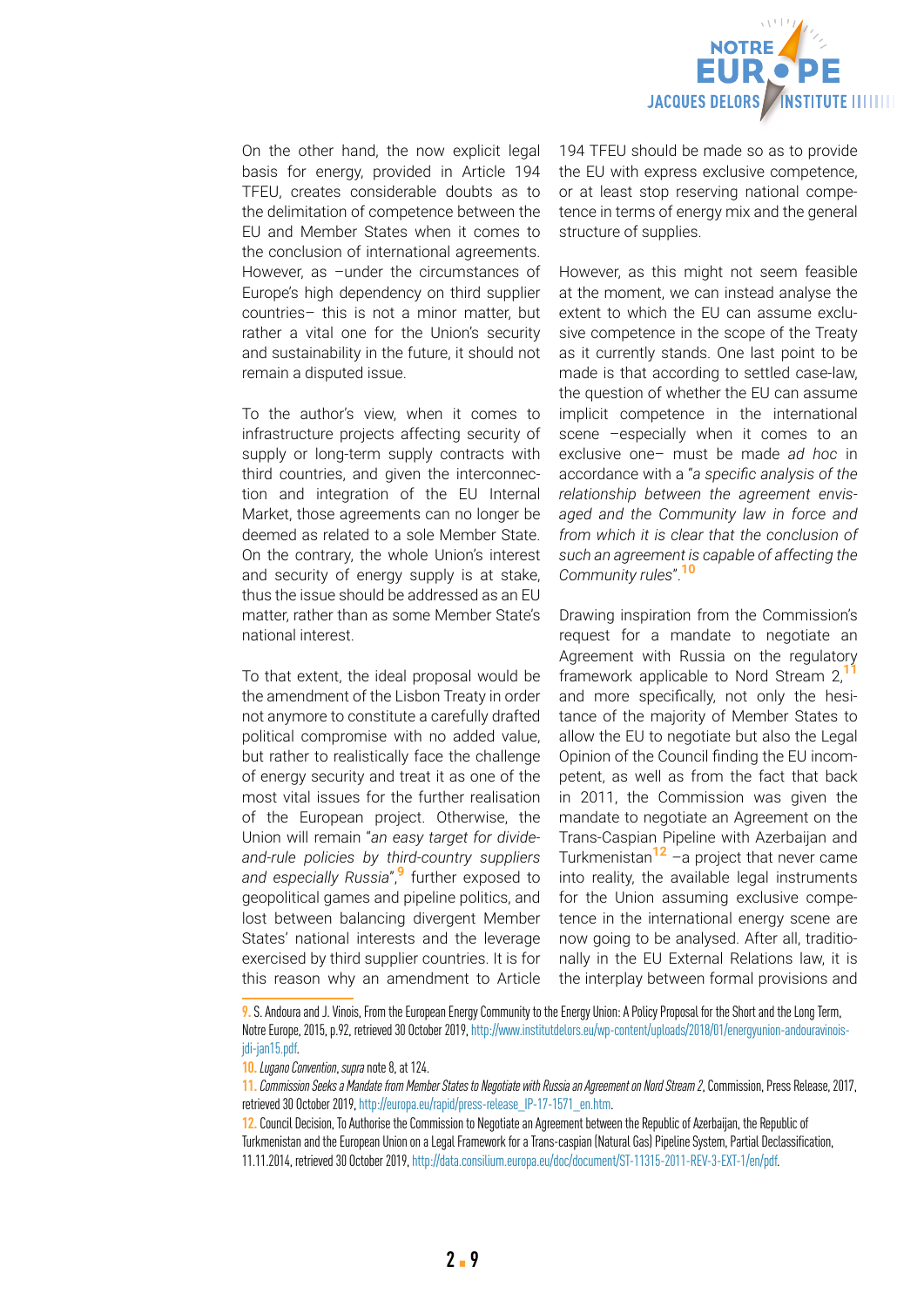On the other hand, the now explicit legal basis for energy, provided in Article 194 TFEU, creates considerable doubts as to the delimitation of competence between the EU and Member States when it comes to the conclusion of international agreements. However, as –under the circumstances of Europe's high dependency on third supplier countries– this is not a minor matter, but rather a vital one for the Union's security and sustainability in the future, it should not remain a disputed issue.

To the author's view, when it comes to infrastructure projects affecting security of supply or long-term supply contracts with third countries, and given the interconnection and integration of the EU Internal Market, those agreements can no longer be deemed as related to a sole Member State. On the contrary, the whole Union's interest and security of energy supply is at stake, thus the issue should be addressed as an EU matter, rather than as some Member State's national interest.

To that extent, the ideal proposal would be the amendment of the Lisbon Treaty in order not anymore to constitute a carefully drafted political compromise with no added value, but rather to realistically face the challenge of energy security and treat it as one of the most vital issues for the further realisation of the European project. Otherwise, the Union will remain "*an easy target for divide-and-rule policies by third-country suppliers and especially Russia*",[9] further exposed to geopolitical games and pipeline politics, and lost between balancing divergent Member States' national interests and the leverage exercised by third supplier countries. It is for this reason why an amendment to Article 194 TFEU should be made so as to provide the EU with express exclusive competence, or at least stop reserving national competence in terms of energy mix and the general structure of supplies.

However, as this might not seem feasible at the moment, we can instead analyse the extent to which the EU can assume exclusive competence in the scope of the Treaty as it currently stands. One last point to be made is that according to settled case-law, the question of whether the EU can assume implicit competence in the international scene –especially when it comes to an exclusive one– must be made *ad hoc* in accordance with a "*a specific analysis of the relationship between the agreement envisaged and the Community law in force and from which it is clear that the conclusion of such an agreement is capable of affecting the Community rules*".[10]

Drawing inspiration from the Commission's request for a mandate to negotiate an Agreement with Russia on the regulatory framework applicable to Nord Stream 2,[11] and more specifically, not only the hesitance of the majority of Member States to allow the EU to negotiate but also the Legal Opinion of the Council finding the EU incompetent, as well as from the fact that back in 2011, the Commission was given the mandate to negotiate an Agreement on the Trans-Caspian Pipeline with Azerbaijan and Turkmenistan[12] –a project that never came into reality, the available legal instruments for the Union assuming exclusive competence in the international energy scene are now going to be analysed. After all, traditionally in the EU External Relations law, it is the interplay between formal provisions and

---

9. S. Andoura and J. Vinois, From the European Energy Community to the Energy Union: A Policy Proposal for the Short and the Long Term, Notre Europe, 2015, p.92, retrieved 30 October 2019, http://www.institutdelors.eu/wp-content/uploads/2018/01/energyunion-andouravinois-jdi-jan15.pdf.

10. *Lugano Convention*, *supra* note 8, at 124.

11. *Commission Seeks a Mandate from Member States to Negotiate with Russia an Agreement on Nord Stream 2*, Commission, Press Release, 2017, retrieved 30 October 2019, http://europa.eu/rapid/press-release_IP-17-1571_en.htm.

12. Council Decision, To Authorise the Commission to Negotiate an Agreement between the Republic of Azerbaijan, the Republic of Turkmenistan and the European Union on a Legal Framework for a Trans-caspian (Natural Gas) Pipeline System, Partial Declassification, 11.11.2014, retrieved 30 October 2019, http://data.consilium.europa.eu/doc/document/ST-11315-2011-REV-3-EXT-1/en/pdf.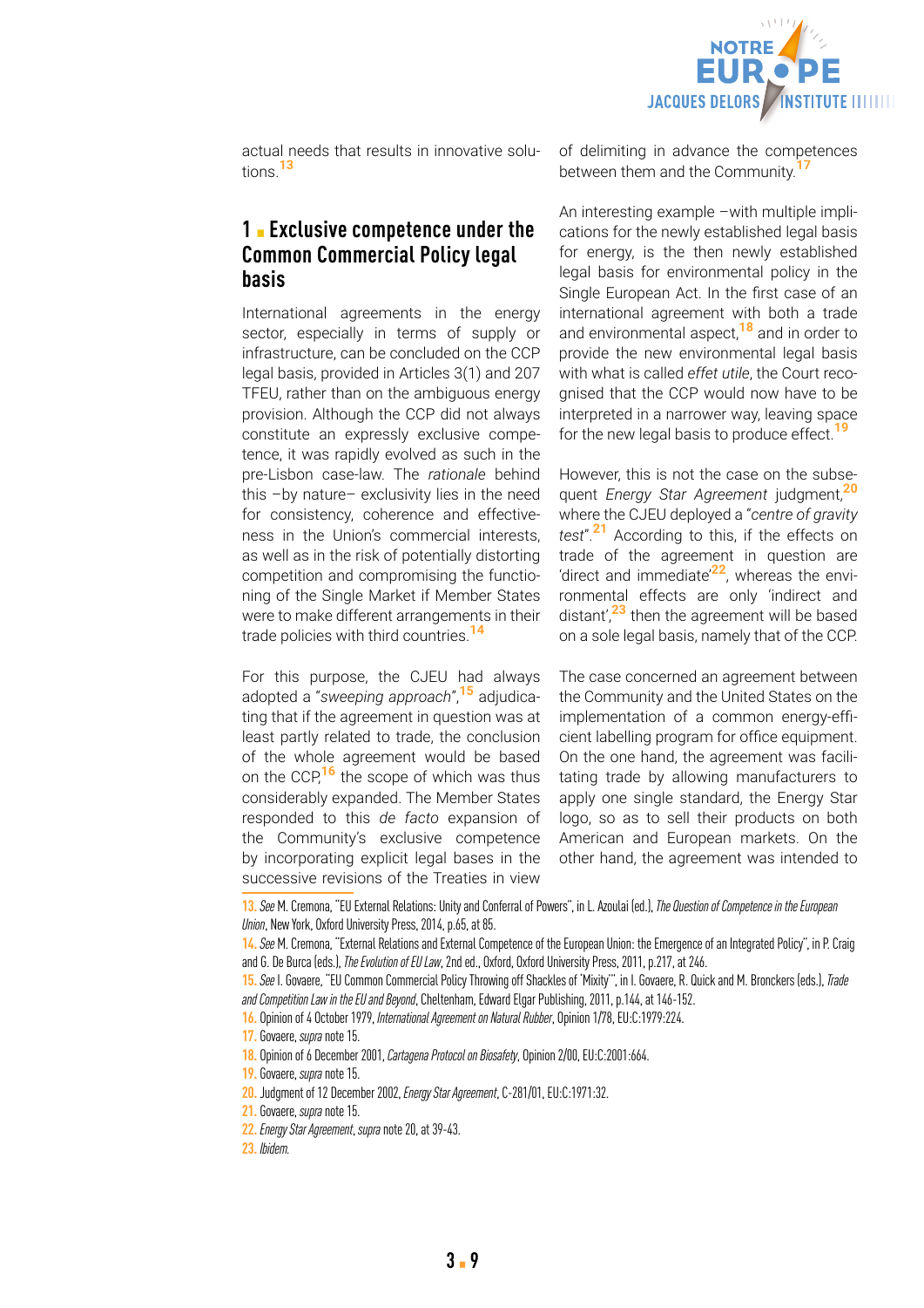actual needs that results in innovative solutions.[13]

## 1 Exclusive competence under the Common Commercial Policy legal basis

International agreements in the energy sector, especially in terms of supply or infrastructure, can be concluded on the CCP legal basis, provided in Articles 3(1) and 207 TFEU, rather than on the ambiguous energy provision. Although the CCP did not always constitute an expressly exclusive competence, it was rapidly evolved as such in the pre-Lisbon case-law. The *rationale* behind this –by nature– exclusivity lies in the need for consistency, coherence and effectiveness in the Union's commercial interests, as well as in the risk of potentially distorting competition and compromising the functioning of the Single Market if Member States were to make different arrangements in their trade policies with third countries.[14]

For this purpose, the CJEU had always adopted a "*sweeping approach*",[15] adjudicating that if the agreement in question was at least partly related to trade, the conclusion of the whole agreement would be based on the CCP,[16] the scope of which was thus considerably expanded. The Member States responded to this *de facto* expansion of the Community's exclusive competence by incorporating explicit legal bases in the successive revisions of the Treaties in view of delimiting in advance the competences between them and the Community.[17]

An interesting example –with multiple implications for the newly established legal basis for energy, is the then newly established legal basis for environmental policy in the Single European Act. In the first case of an international agreement with both a trade and environmental aspect,[18] and in order to provide the new environmental legal basis with what is called *effet utile*, the Court recognised that the CCP would now have to be interpreted in a narrower way, leaving space for the new legal basis to produce effect.[19]

However, this is not the case on the subsequent *Energy Star Agreement* judgment,[20] where the CJEU deployed a "*centre of gravity test*".[21] According to this, if the effects on trade of the agreement in question are 'direct and immediate'[22], whereas the environmental effects are only 'indirect and distant',[23] then the agreement will be based on a sole legal basis, namely that of the CCP.

The case concerned an agreement between the Community and the United States on the implementation of a common energy-efficient labelling program for office equipment. On the one hand, the agreement was facilitating trade by allowing manufacturers to apply one single standard, the Energy Star logo, so as to sell their products on both American and European markets. On the other hand, the agreement was intended to

13. *See* M. Cremona, "EU External Relations: Unity and Conferral of Powers", in L. Azoulai (ed.), *The Question of Competence in the European Union*, New York, Oxford University Press, 2014, p.65, at 85.

14. *See* M. Cremona, "External Relations and External Competence of the European Union: the Emergence of an Integrated Policy", in P. Craig and G. De Burca (eds.), *The Evolution of EU Law*, 2nd ed., Oxford, Oxford University Press, 2011, p.217, at 246.

15. *See* I. Govaere, "EU Common Commercial Policy Throwing off Shackles of 'Mixity'", in I. Govaere, R. Quick and M. Bronckers (eds.), *Trade and Competition Law in the EU and Beyond*, Cheltenham, Edward Elgar Publishing, 2011, p.144, at 146-152.

16. Opinion of 4 October 1979, *International Agreement on Natural Rubber*, Opinion 1/78, EU:C:1979:224.

17. Govaere, *supra* note 15.

18. Opinion of 6 December 2001, *Cartagena Protocol on Biosafety*, Opinion 2/00, EU:C:2001:664.

19. Govaere, *supra* note 15.

20. Judgment of 12 December 2002, *Energy Star Agreement*, C-281/01, EU:C:1971:32.

21. Govaere, *supra* note 15.

22. *Energy Star Agreement*, *supra* note 20, at 39-43.

23. *Ibidem.*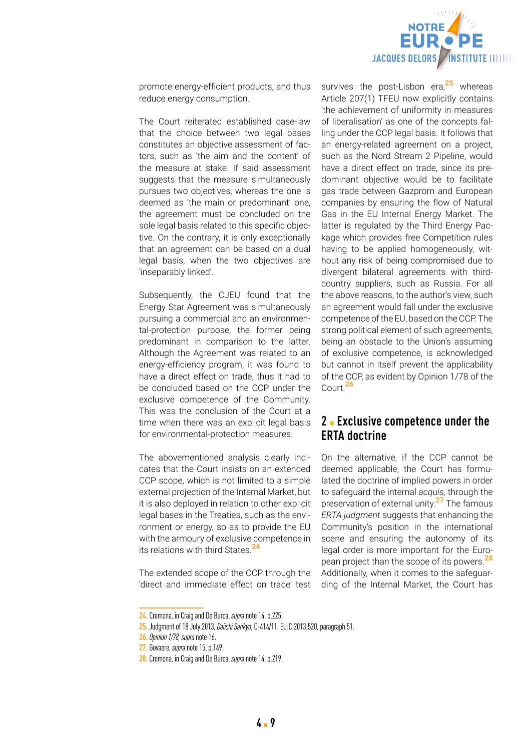promote energy-efficient products, and thus reduce energy consumption.

The Court reiterated established case-law that the choice between two legal bases constitutes an objective assessment of factors, such as 'the aim and the content' of the measure at stake. If said assessment suggests that the measure simultaneously pursues two objectives, whereas the one is deemed as 'the main or predominant' one, the agreement must be concluded on the sole legal basis related to this specific objective. On the contrary, it is only exceptionally that an agreement can be based on a dual legal basis, when the two objectives are 'inseparably linked'.

Subsequently, the CJEU found that the Energy Star Agreement was simultaneously pursuing a commercial and an environmental-protection purpose, the former being predominant in comparison to the latter. Although the Agreement was related to an energy-efficiency program, it was found to have a direct effect on trade, thus it had to be concluded based on the CCP under the exclusive competence of the Community. This was the conclusion of the Court at a time when there was an explicit legal basis for environmental-protection measures.

The abovementioned analysis clearly indicates that the Court insists on an extended CCP scope, which is not limited to a simple external projection of the Internal Market, but it is also deployed in relation to other explicit legal bases in the Treaties, such as the environment or energy, so as to provide the EU with the armoury of exclusive competence in its relations with third States.[24]

The extended scope of the CCP through the 'direct and immediate effect on trade' test survives the post-Lisbon era,[25] whereas Article 207(1) TFEU now explicitly contains 'the achievement of uniformity in measures of liberalisation' as one of the concepts falling under the CCP legal basis. It follows that an energy-related agreement on a project, such as the Nord Stream 2 Pipeline, would have a direct effect on trade, since its predominant objective would be to facilitate gas trade between Gazprom and European companies by ensuring the flow of Natural Gas in the EU Internal Energy Market. The latter is regulated by the Third Energy Package which provides free Competition rules having to be applied homogeneously, without any risk of being compromised due to divergent bilateral agreements with third-country suppliers, such as Russia. For all the above reasons, to the author's view, such an agreement would fall under the exclusive competence of the EU, based on the CCP. The strong political element of such agreements, being an obstacle to the Union's assuming of exclusive competence, is acknowledged but cannot in itself prevent the applicability of the CCP, as evident by Opinion 1/78 of the Court.[26]

## 2 ▪ Exclusive competence under the ERTA doctrine

On the alternative, if the CCP cannot be deemed applicable, the Court has formulated the doctrine of implied powers in order to safeguard the internal *acquis,* through the preservation of external unity.[27] The famous *ERTA judgment* suggests that enhancing the Community's position in the international scene and ensuring the autonomy of its legal order is more important for the European project than the scope of its powers.[28] Additionally, when it comes to the safeguarding of the Internal Market, the Court has

---

24. Cremona, in Craig and De Burca, *supra* note 14, p.225.
25. Judgment of 18 July 2013, *Daiichi Sankyo*, C-414/11, EU:C:2013:520, paragraph 51.
26. *Opinion 1/78*, *supra* note 16.
27. Govaere, *supra* note 15, p.149.
28. Cremona, in Craig and De Burca, *supra* note 14, p.219.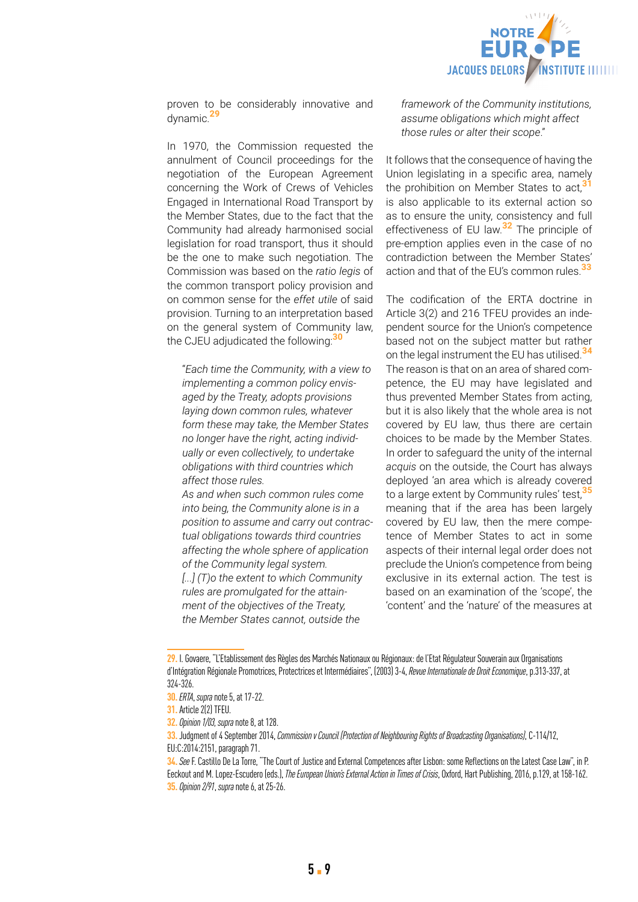proven to be considerably innovative and dynamic.[29]

In 1970, the Commission requested the annulment of Council proceedings for the negotiation of the European Agreement concerning the Work of Crews of Vehicles Engaged in International Road Transport by the Member States, due to the fact that the Community had already harmonised social legislation for road transport, thus it should be the one to make such negotiation. The Commission was based on the *ratio legis* of the common transport policy provision and on common sense for the *effet utile* of said provision. Turning to an interpretation based on the general system of Community law, the CJEU adjudicated the following:[30]

> "*Each time the Community, with a view to implementing a common policy envisaged by the Treaty, adopts provisions laying down common rules, whatever form these may take, the Member States no longer have the right, acting individually or even collectively, to undertake obligations with third countries which affect those rules.*
>
> *As and when such common rules come into being, the Community alone is in a position to assume and carry out contractual obligations towards third countries affecting the whole sphere of application of the Community legal system.*
>
> *[...] (T)o the extent to which Community rules are promulgated for the attainment of the objectives of the Treaty, the Member States cannot, outside the framework of the Community institutions, assume obligations which might affect those rules or alter their scope.*"

It follows that the consequence of having the Union legislating in a specific area, namely the prohibition on Member States to act,[31] is also applicable to its external action so as to ensure the unity, consistency and full effectiveness of EU law.[32] The principle of pre-emption applies even in the case of no contradiction between the Member States' action and that of the EU's common rules.[33]

The codification of the ERTA doctrine in Article 3(2) and 216 TFEU provides an independent source for the Union's competence based not on the subject matter but rather on the legal instrument the EU has utilised.[34] The reason is that on an area of shared competence, the EU may have legislated and thus prevented Member States from acting, but it is also likely that the whole area is not covered by EU law, thus there are certain choices to be made by the Member States. In order to safeguard the unity of the internal *acquis* on the outside, the Court has always deployed 'an area which is already covered to a large extent by Community rules' test,[35] meaning that if the area has been largely covered by EU law, then the mere competence of Member States to act in some aspects of their internal legal order does not preclude the Union's competence from being exclusive in its external action. The test is based on an examination of the 'scope', the 'content' and the 'nature' of the measures at

---

29. I. Govaere, "L'Etablissement des Règles des Marchés Nationaux ou Régionaux: de l'Etat Régulateur Souverain aux Organisations d'Intégration Régionale Promotrices, Protectrices et Intermédiaires", (2003) 3-4, *Revue Internationale de Droit Economique*, p.313-337, at 324-326.

30. *ERTA*, *supra* note 5, at 17-22.

31. Article 2(2) TFEU.

32. *Opinion 1/03*, *supra* note 8, at 128.

33. Judgment of 4 September 2014, *Commission v Council (Protection of Neighbouring Rights of Broadcasting Organisations)*, C-114/12, EU:C:2014:2151, paragraph 71.

34. *See* F. Castillo De La Torre, "The Court of Justice and External Competences after Lisbon: some Reflections on the Latest Case Law", in P. Eeckout and M. Lopez-Escudero (eds.), *The European Union's External Action in Times of Crisis*, Oxford, Hart Publishing, 2016, p.129, at 158-162.

35. *Opinion 2/91*, *supra* note 6, at 25-26.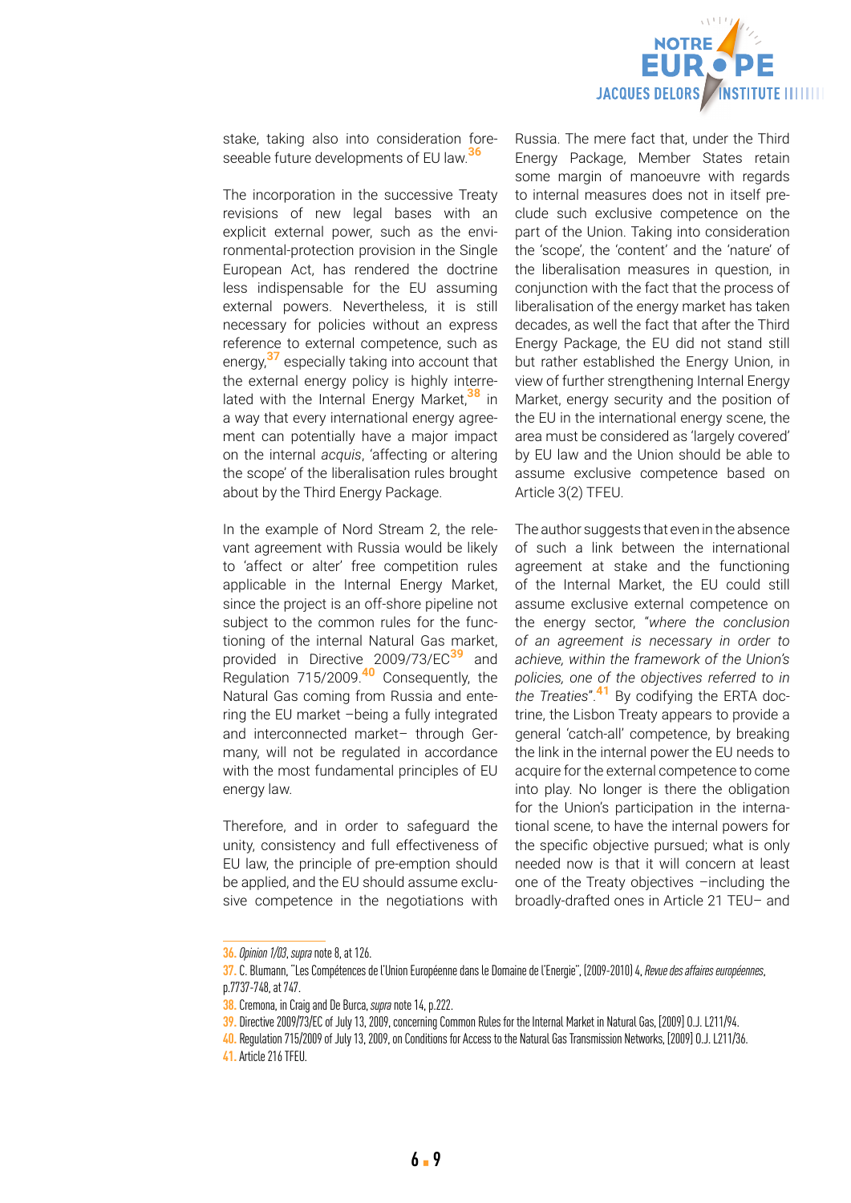stake, taking also into consideration foreseeable future developments of EU law.[36]

The incorporation in the successive Treaty revisions of new legal bases with an explicit external power, such as the environmental-protection provision in the Single European Act, has rendered the doctrine less indispensable for the EU assuming external powers. Nevertheless, it is still necessary for policies without an express reference to external competence, such as energy,[37] especially taking into account that the external energy policy is highly interrelated with the Internal Energy Market,[38] in a way that every international energy agreement can potentially have a major impact on the internal *acquis*, 'affecting or altering the scope' of the liberalisation rules brought about by the Third Energy Package.

In the example of Nord Stream 2, the relevant agreement with Russia would be likely to 'affect or alter' free competition rules applicable in the Internal Energy Market, since the project is an off-shore pipeline not subject to the common rules for the functioning of the internal Natural Gas market, provided in Directive 2009/73/EC[39] and Regulation 715/2009.[40] Consequently, the Natural Gas coming from Russia and entering the EU market –being a fully integrated and interconnected market– through Germany, will not be regulated in accordance with the most fundamental principles of EU energy law.

Therefore, and in order to safeguard the unity, consistency and full effectiveness of EU law, the principle of pre-emption should be applied, and the EU should assume exclusive competence in the negotiations with Russia. The mere fact that, under the Third Energy Package, Member States retain some margin of manoeuvre with regards to internal measures does not in itself preclude such exclusive competence on the part of the Union. Taking into consideration the 'scope', the 'content' and the 'nature' of the liberalisation measures in question, in conjunction with the fact that the process of liberalisation of the energy market has taken decades, as well the fact that after the Third Energy Package, the EU did not stand still but rather established the Energy Union, in view of further strengthening Internal Energy Market, energy security and the position of the EU in the international energy scene, the area must be considered as 'largely covered' by EU law and the Union should be able to assume exclusive competence based on Article 3(2) TFEU.

The author suggests that even in the absence of such a link between the international agreement at stake and the functioning of the Internal Market, the EU could still assume exclusive external competence on the energy sector, "*where the conclusion of an agreement is necessary in order to achieve, within the framework of the Union's policies, one of the objectives referred to in the Treaties*".[41] By codifying the ERTA doctrine, the Lisbon Treaty appears to provide a general 'catch-all' competence, by breaking the link in the internal power the EU needs to acquire for the external competence to come into play. No longer is there the obligation for the Union's participation in the international scene, to have the internal powers for the specific objective pursued; what is only needed now is that it will concern at least one of the Treaty objectives –including the broadly-drafted ones in Article 21 TEU– and

---

36. *Opinion 1/03*, *supra* note 8, at 126.

37. C. Blumann, "Les Compétences de l'Union Européenne dans le Domaine de l'Energie", [2009-2010] 4, *Revue des affaires européennes*, p.7737-748, at 747.

38. Cremona, in Craig and De Burca, *supra* note 14, p.222.

39. Directive 2009/73/EC of July 13, 2009, concerning Common Rules for the Internal Market in Natural Gas, [2009] O.J. L211/94.

40. Regulation 715/2009 of July 13, 2009, on Conditions for Access to the Natural Gas Transmission Networks, [2009] O.J. L211/36.

41. Article 216 TFEU.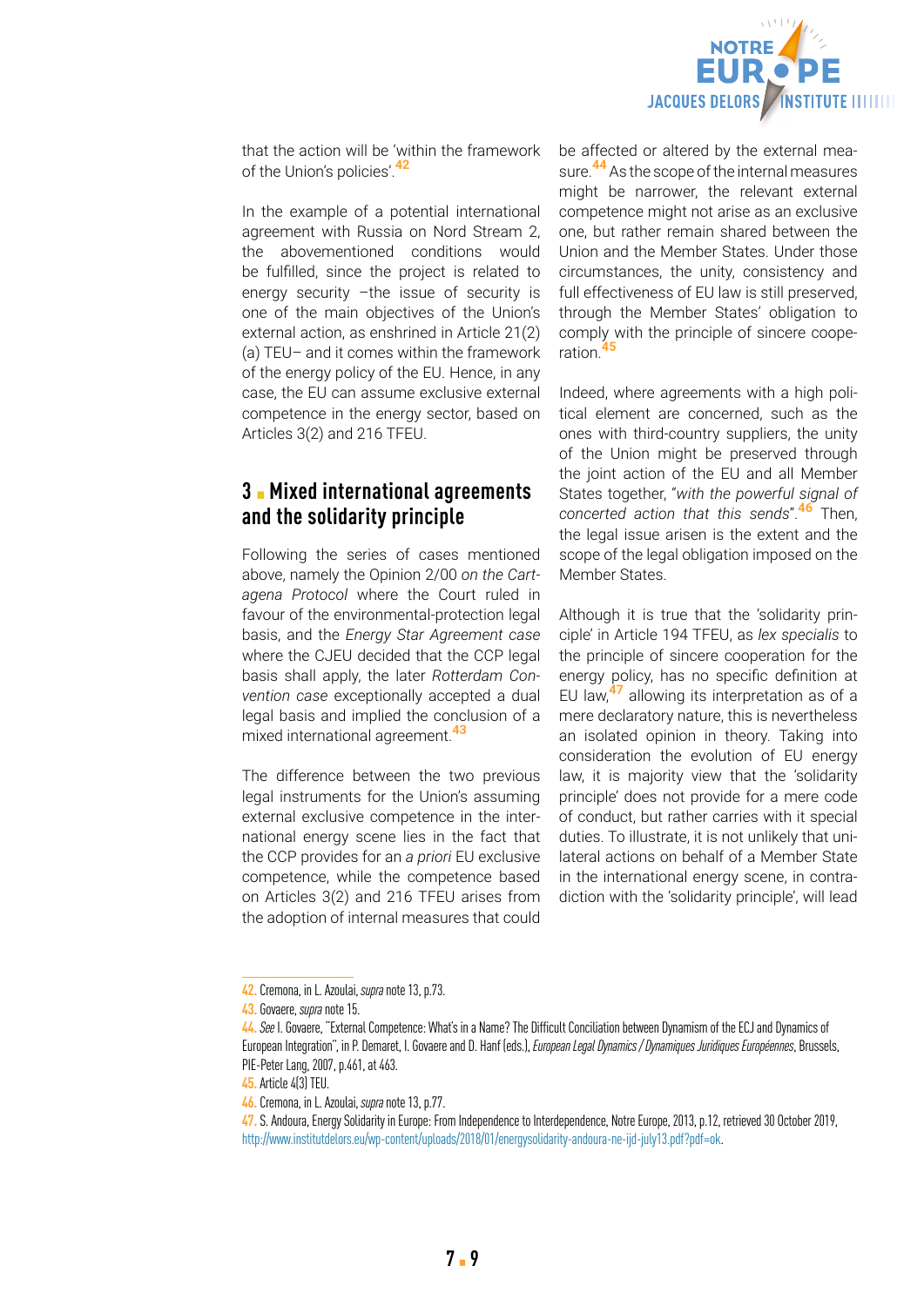that the action will be 'within the framework of the Union's policies'.[42]

In the example of a potential international agreement with Russia on Nord Stream 2, the abovementioned conditions would be fulfilled, since the project is related to energy security –the issue of security is one of the main objectives of the Union's external action, as enshrined in Article 21(2)(a) TEU– and it comes within the framework of the energy policy of the EU. Hence, in any case, the EU can assume exclusive external competence in the energy sector, based on Articles 3(2) and 216 TFEU.

## 3 Mixed international agreements and the solidarity principle

Following the series of cases mentioned above, namely the Opinion 2/00 *on the Cartagena Protocol* where the Court ruled in favour of the environmental-protection legal basis, and the *Energy Star Agreement case* where the CJEU decided that the CCP legal basis shall apply, the later *Rotterdam Convention case* exceptionally accepted a dual legal basis and implied the conclusion of a mixed international agreement.[43]

The difference between the two previous legal instruments for the Union's assuming external exclusive competence in the international energy scene lies in the fact that the CCP provides for an *a priori* EU exclusive competence, while the competence based on Articles 3(2) and 216 TFEU arises from the adoption of internal measures that could be affected or altered by the external measure.[44] As the scope of the internal measures might be narrower, the relevant external competence might not arise as an exclusive one, but rather remain shared between the Union and the Member States. Under those circumstances, the unity, consistency and full effectiveness of EU law is still preserved, through the Member States' obligation to comply with the principle of sincere cooperation.[45]

Indeed, where agreements with a high political element are concerned, such as the ones with third-country suppliers, the unity of the Union might be preserved through the joint action of the EU and all Member States together, "*with the powerful signal of concerted action that this sends*".[46] Then, the legal issue arisen is the extent and the scope of the legal obligation imposed on the Member States.

Although it is true that the 'solidarity principle' in Article 194 TFEU, as *lex specialis* to the principle of sincere cooperation for the energy policy, has no specific definition at EU law,[47] allowing its interpretation as of a mere declaratory nature, this is nevertheless an isolated opinion in theory. Taking into consideration the evolution of EU energy law, it is majority view that the 'solidarity principle' does not provide for a mere code of conduct, but rather carries with it special duties. To illustrate, it is not unlikely that unilateral actions on behalf of a Member State in the international energy scene, in contradiction with the 'solidarity principle', will lead

---

42. Cremona, in L. Azoulai, *supra* note 13, p.73.

43. Govaere, *supra* note 15.

44. *See* I. Govaere, "External Competence: What's in a Name? The Difficult Conciliation between Dynamism of the ECJ and Dynamics of European Integration", in P. Demaret, I. Govaere and D. Hanf (eds.), *European Legal Dynamics / Dynamiques Juridiques Européennes*, Brussels, PIE-Peter Lang, 2007, p.461, at 463.

45. Article 4(3) TEU.

46. Cremona, in L. Azoulai, *supra* note 13, p.77.

47. S. Andoura, Energy Solidarity in Europe: From Independence to Interdependence, Notre Europe, 2013, p.12, retrieved 30 October 2019, http://www.institutdelors.eu/wp-content/uploads/2018/01/energysolidarity-andoura-ne-ijd-july13.pdf?pdf=ok.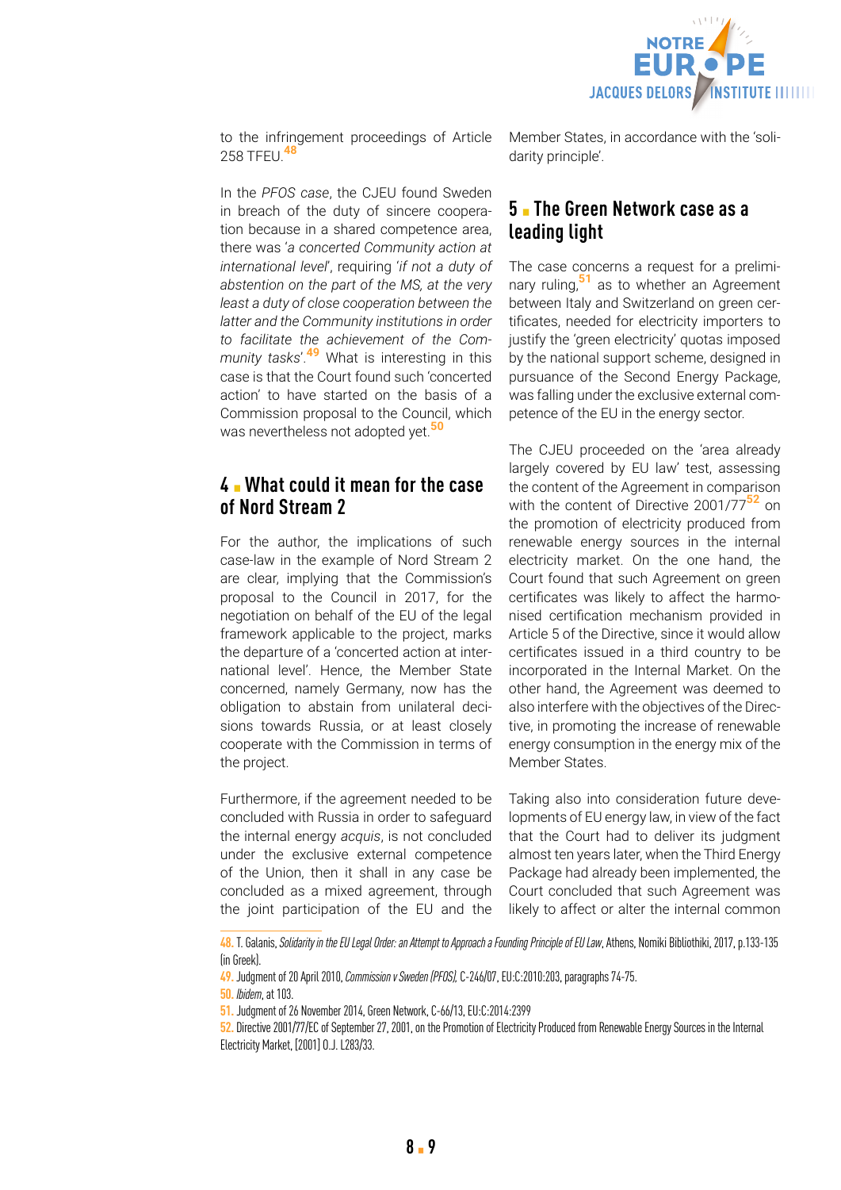to the infringement proceedings of Article 258 TFEU.[48]

In the *PFOS case*, the CJEU found Sweden in breach of the duty of sincere cooperation because in a shared competence area, there was '*a concerted Community action at international level*', requiring '*if not a duty of abstention on the part of the MS, at the very least a duty of close cooperation between the latter and the Community institutions in order to facilitate the achievement of the Community tasks*'.[49] What is interesting in this case is that the Court found such 'concerted action' to have started on the basis of a Commission proposal to the Council, which was nevertheless not adopted yet.[50]

## 4 ▪ What could it mean for the case of Nord Stream 2

For the author, the implications of such case-law in the example of Nord Stream 2 are clear, implying that the Commission's proposal to the Council in 2017, for the negotiation on behalf of the EU of the legal framework applicable to the project, marks the departure of a 'concerted action at international level'. Hence, the Member State concerned, namely Germany, now has the obligation to abstain from unilateral decisions towards Russia, or at least closely cooperate with the Commission in terms of the project.

Furthermore, if the agreement needed to be concluded with Russia in order to safeguard the internal energy *acquis*, is not concluded under the exclusive external competence of the Union, then it shall in any case be concluded as a mixed agreement, through the joint participation of the EU and the Member States, in accordance with the 'solidarity principle'.

## 5 ▪ The Green Network case as a leading light

The case concerns a request for a preliminary ruling,[51] as to whether an Agreement between Italy and Switzerland on green certificates, needed for electricity importers to justify the 'green electricity' quotas imposed by the national support scheme, designed in pursuance of the Second Energy Package, was falling under the exclusive external competence of the EU in the energy sector.

The CJEU proceeded on the 'area already largely covered by EU law' test, assessing the content of the Agreement in comparison with the content of Directive 2001/77[52] on the promotion of electricity produced from renewable energy sources in the internal electricity market. On the one hand, the Court found that such Agreement on green certificates was likely to affect the harmonised certification mechanism provided in Article 5 of the Directive, since it would allow certificates issued in a third country to be incorporated in the Internal Market. On the other hand, the Agreement was deemed to also interfere with the objectives of the Directive, in promoting the increase of renewable energy consumption in the energy mix of the Member States.

Taking also into consideration future developments of EU energy law, in view of the fact that the Court had to deliver its judgment almost ten years later, when the Third Energy Package had already been implemented, the Court concluded that such Agreement was likely to affect or alter the internal common

---

48. T. Galanis, *Solidarity in the EU Legal Order: an Attempt to Approach a Founding Principle of EU Law*, Athens, Nomiki Bibliothiki, 2017, p.133-135 (in Greek).

49. Judgment of 20 April 2010, *Commission v Sweden (PFOS)*, C-246/07, EU:C:2010:203, paragraphs 74-75.

50. *Ibidem*, at 103.

51. Judgment of 26 November 2014, Green Network, C-66/13, EU:C:2014:2399

52. Directive 2001/77/EC of September 27, 2001, on the Promotion of Electricity Produced from Renewable Energy Sources in the Internal Electricity Market, [2001] O.J. L283/33.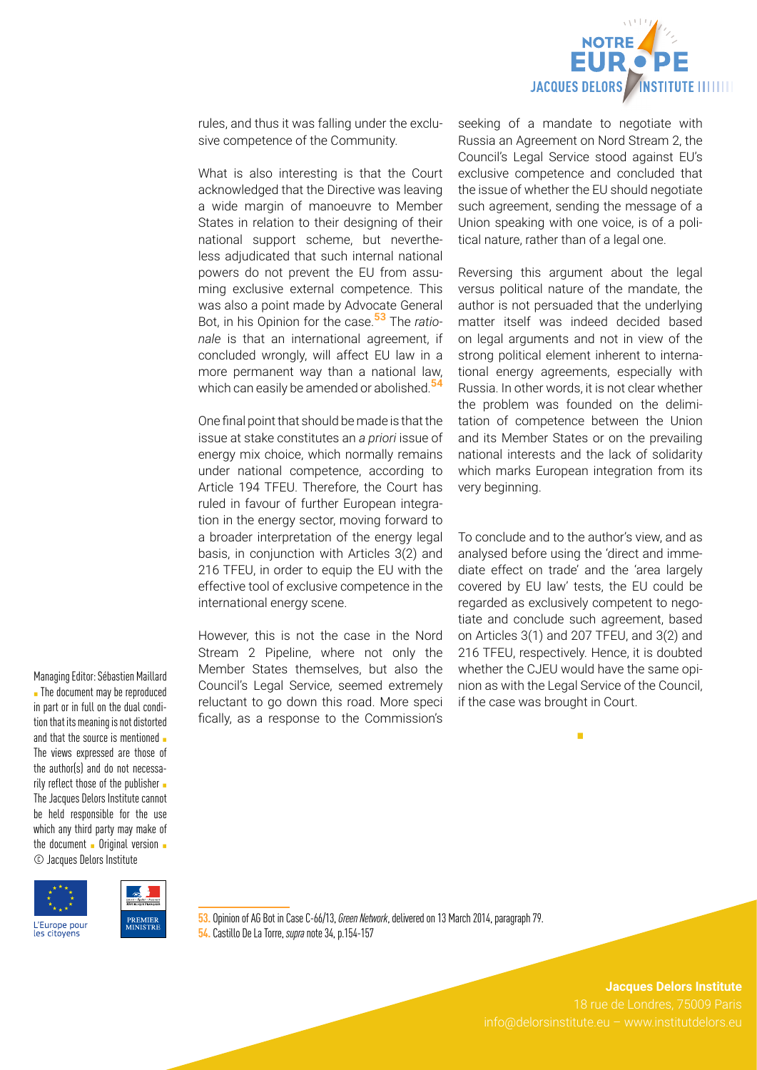rules, and thus it was falling under the exclusive competence of the Community.

What is also interesting is that the Court acknowledged that the Directive was leaving a wide margin of manoeuvre to Member States in relation to their designing of their national support scheme, but nevertheless adjudicated that such internal national powers do not prevent the EU from assuming exclusive external competence. This was also a point made by Advocate General Bot, in his Opinion for the case.[53] The *rationale* is that an international agreement, if concluded wrongly, will affect EU law in a more permanent way than a national law, which can easily be amended or abolished.[54]

One final point that should be made is that the issue at stake constitutes an *a priori* issue of energy mix choice, which normally remains under national competence, according to Article 194 TFEU. Therefore, the Court has ruled in favour of further European integration in the energy sector, moving forward to a broader interpretation of the energy legal basis, in conjunction with Articles 3(2) and 216 TFEU, in order to equip the EU with the effective tool of exclusive competence in the international energy scene.

However, this is not the case in the Nord Stream 2 Pipeline, where not only the Member States themselves, but also the Council's Legal Service, seemed extremely reluctant to go down this road. More specifically, as a response to the Commission's seeking of a mandate to negotiate with Russia an Agreement on Nord Stream 2, the Council's Legal Service stood against EU's exclusive competence and concluded that the issue of whether the EU should negotiate such agreement, sending the message of a Union speaking with one voice, is of a political nature, rather than of a legal one.

Reversing this argument about the legal versus political nature of the mandate, the author is not persuaded that the underlying matter itself was indeed decided based on legal arguments and not in view of the strong political element inherent to international energy agreements, especially with Russia. In other words, it is not clear whether the problem was founded on the delimitation of competence between the Union and its Member States or on the prevailing national interests and the lack of solidarity which marks European integration from its very beginning.

To conclude and to the author's view, and as analysed before using the 'direct and immediate effect on trade' and the 'area largely covered by EU law' tests, the EU could be regarded as exclusively competent to negotiate and conclude such agreement, based on Articles 3(1) and 207 TFEU, and 3(2) and 216 TFEU, respectively. Hence, it is doubted whether the CJEU would have the same opinion as with the Legal Service of the Council, if the case was brought in Court.

Managing Editor: Sébastien Maillard ▪ The document may be reproduced in part or in full on the dual condition that its meaning is not distorted and that the source is mentioned ▪ The views expressed are those of the author(s) and do not necessarily reflect those of the publisher ▪ The Jacques Delors Institute cannot be held responsible for the use which any third party may make of the document ▪ Original version ▪ © Jacques Delors Institute

L'Europe pour les citoyens

PREMIER MINISTRE

53. Opinion of AG Bot in Case C-66/13, *Green Network*, delivered on 13 March 2014, paragraph 79.
54. Castillo De La Torre, *supra* note 34, p.154-157

Jacques Delors Institute
18 rue de Londres, 75009 Paris
info@delorsinstitute.eu – www.institutdelors.eu